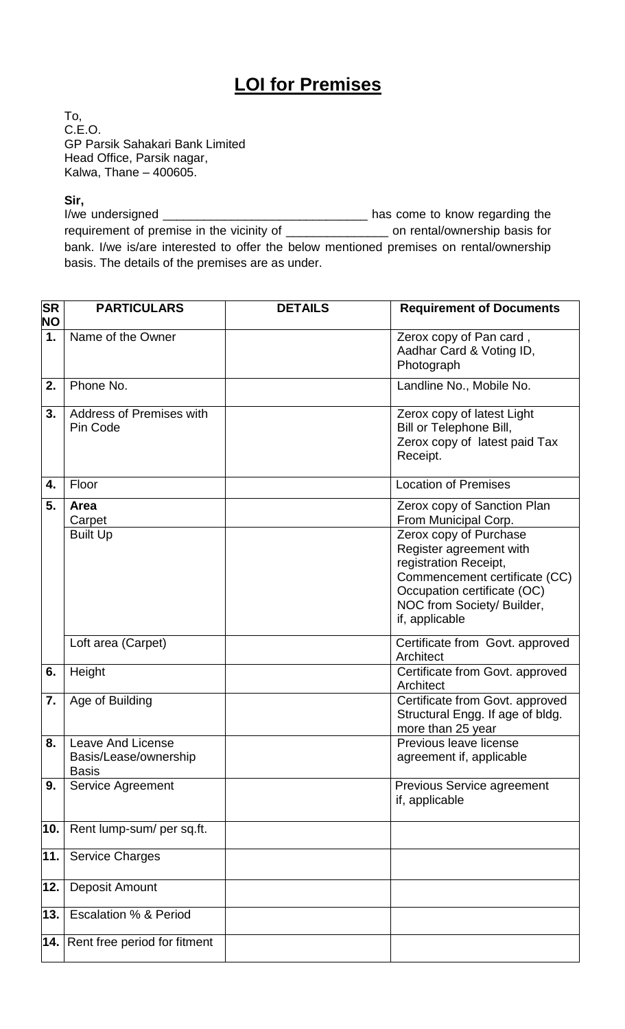# **LOI for Premises**

To,
C.E.O.
GP Parsik Sahakari Bank Limited
Head Office, Parsik nagar,
Kalwa, Thane – 400605.

**Sir,**

I/we undersigned ______________________________ has come to know regarding the requirement of premise in the vicinity of _______________ on rental/ownership basis for bank. I/we is/are interested to offer the below mentioned premises on rental/ownership basis. The details of the premises are as under.

| SR NO | PARTICULARS | DETAILS | Requirement of Documents |
|---|---|---|---|
| 1. | Name of the Owner | | Zerox copy of Pan card , Aadhar Card & Voting ID, Photograph |
| 2. | Phone No. | | Landline No., Mobile No. |
| 3. | Address of Premises with Pin Code | | Zerox copy of latest Light Bill or Telephone Bill, Zerox copy of latest paid Tax Receipt. |
| 4. | Floor | | Location of Premises |
| 5. | **Area** Carpet | | Zerox copy of Sanction Plan From Municipal Corp. |
| | Built Up | | Zerox copy of Purchase Register agreement with registration Receipt, Commencement certificate (CC) Occupation certificate (OC) NOC from Society/ Builder, if, applicable |
| | Loft area (Carpet) | | Certificate from Govt. approved Architect |
| 6. | Height | | Certificate from Govt. approved Architect |
| 7. | Age of Building | | Certificate from Govt. approved Structural Engg. If age of bldg. more than 25 year |
| 8. | Leave And License Basis/Lease/ownership Basis | | Previous leave license agreement if, applicable |
| 9. | Service Agreement | | Previous Service agreement if, applicable |
| 10. | Rent lump-sum/ per sq.ft. | | |
| 11. | Service Charges | | |
| 12. | Deposit Amount | | |
| 13. | Escalation % & Period | | |
| 14. | Rent free period for fitment | | |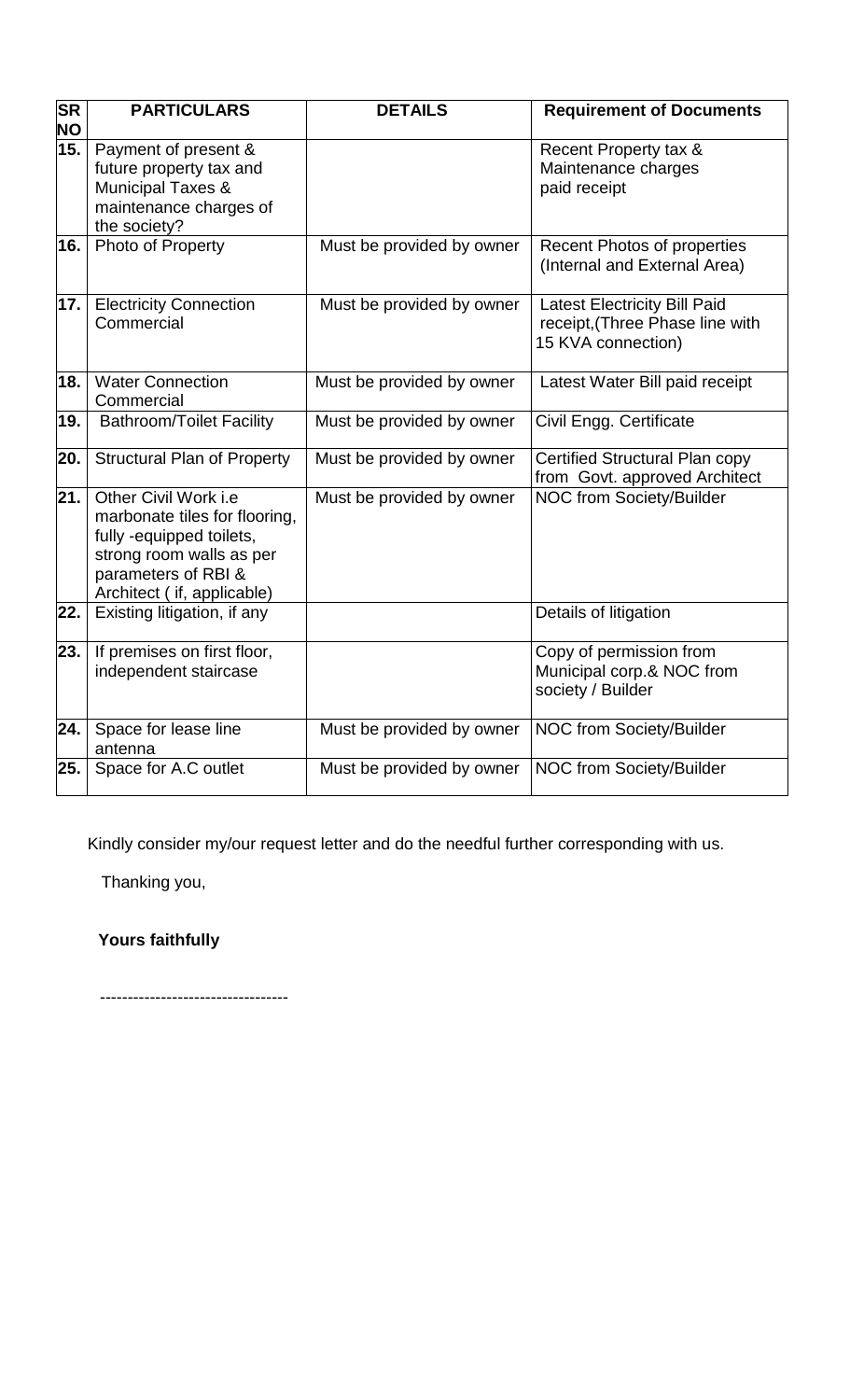| SR NO | PARTICULARS | DETAILS | Requirement of Documents |
|---|---|---|---|
| 15. | Payment of present & future property tax and Municipal Taxes & maintenance charges of the society? | | Recent Property tax & Maintenance charges paid receipt |
| 16. | Photo of Property | Must be provided by owner | Recent Photos of properties (Internal and External Area) |
| 17. | Electricity Connection Commercial | Must be provided by owner | Latest Electricity Bill Paid receipt,(Three Phase line with 15 KVA connection) |
| 18. | Water Connection Commercial | Must be provided by owner | Latest Water Bill paid receipt |
| 19. | Bathroom/Toilet Facility | Must be provided by owner | Civil Engg. Certificate |
| 20. | Structural Plan of Property | Must be provided by owner | Certified Structural Plan copy from Govt. approved Architect |
| 21. | Other Civil Work i.e marbonate tiles for flooring, fully -equipped toilets, strong room walls as per parameters of RBI & Architect ( if, applicable) | Must be provided by owner | NOC from Society/Builder |
| 22. | Existing litigation, if any | | Details of litigation |
| 23. | If premises on first floor, independent staircase | | Copy of permission from Municipal corp.& NOC from society / Builder |
| 24. | Space for lease line antenna | Must be provided by owner | NOC from Society/Builder |
| 25. | Space for A.C outlet | Must be provided by owner | NOC from Society/Builder |

Kindly consider my/our request letter and do the needful further corresponding with us.

Thanking you,

**Yours faithfully**

----------------------------------